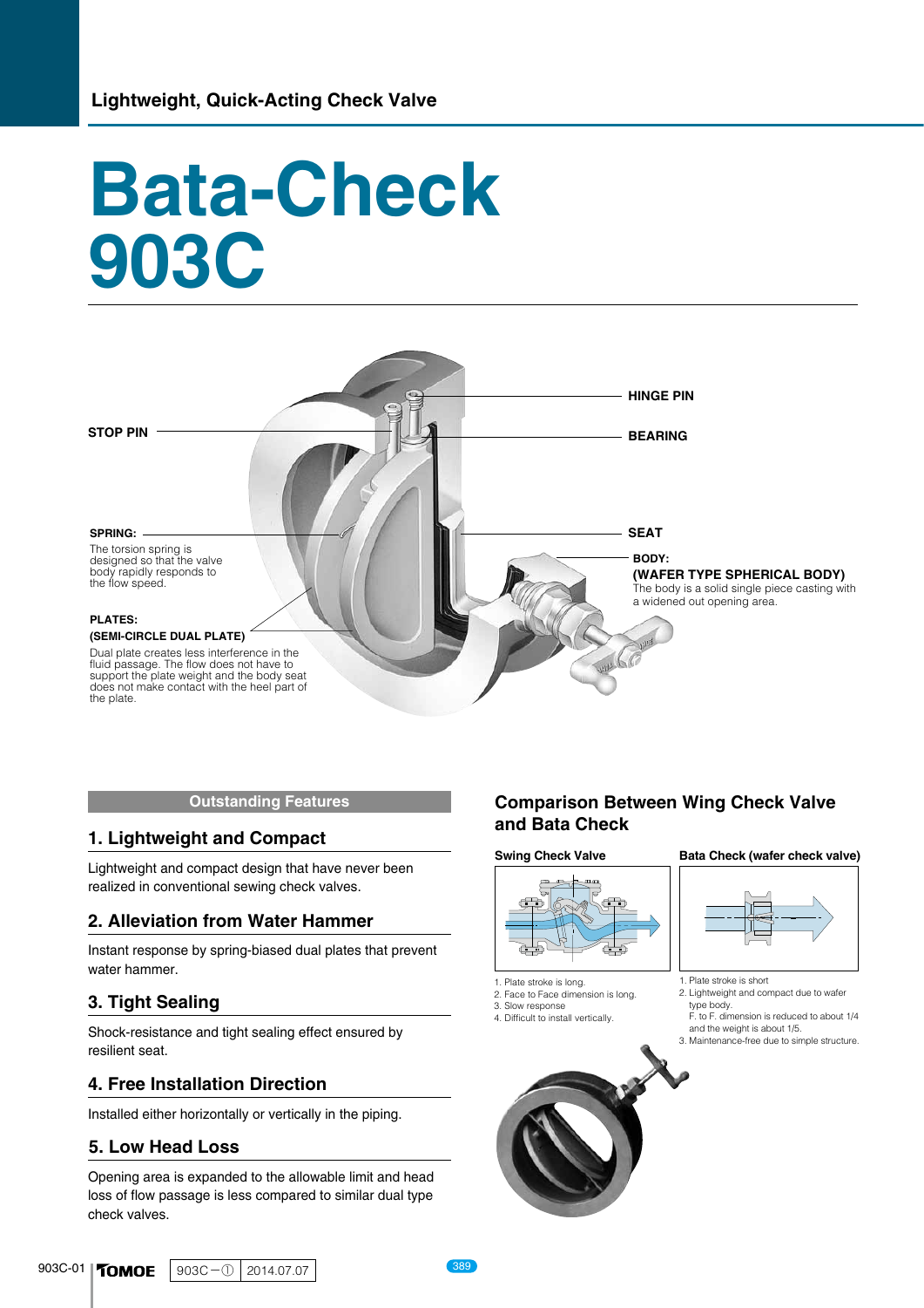Lightweight, Quick-Acting Check Valve

# Bata-Check 903C

**STOP PIN**

**HINGE PIN**

**BEARING**

**SEAT**

**SPRING:**
The torsion spring is designed so that the valve body rapidly responds to the flow speed.

**BODY:**
**(WAFER TYPE SPHERICAL BODY)**
The body is a solid single piece casting with a widened out opening area.

**PLATES:**
**(SEMI-CIRCLE DUAL PLATE)**
Dual plate creates less interference in the fluid passage. The flow does not have to support the plate weight and the body seat does not make contact with the heel part of the plate.

## Outstanding Features

### 1. Lightweight and Compact

Lightweight and compact design that have never been realized in conventional sewing check valves.

### 2. Alleviation from Water Hammer

Instant response by spring-biased dual plates that prevent water hammer.

### 3. Tight Sealing

Shock-resistance and tight sealing effect ensured by resilient seat.

### 4. Free Installation Direction

Installed either horizontally or vertically in the piping.

### 5. Low Head Loss

Opening area is expanded to the allowable limit and head loss of flow passage is less compared to similar dual type check valves.

## Comparison Between Wing Check Valve and Bata Check

**Swing Check Valve**

1. Plate stroke is long.
2. Face to Face dimension is long.
3. Slow response
4. Difficult to install vertically.

**Bata Check (wafer check valve)**

1. Plate stroke is short
2. Lightweight and compact due to wafer type body.
   F. to F. dimension is reduced to about 1/4 and the weight is about 1/5.
3. Maintenance-free due to simple structure.

903C-01 TOMOE 903C－① 2014.07.07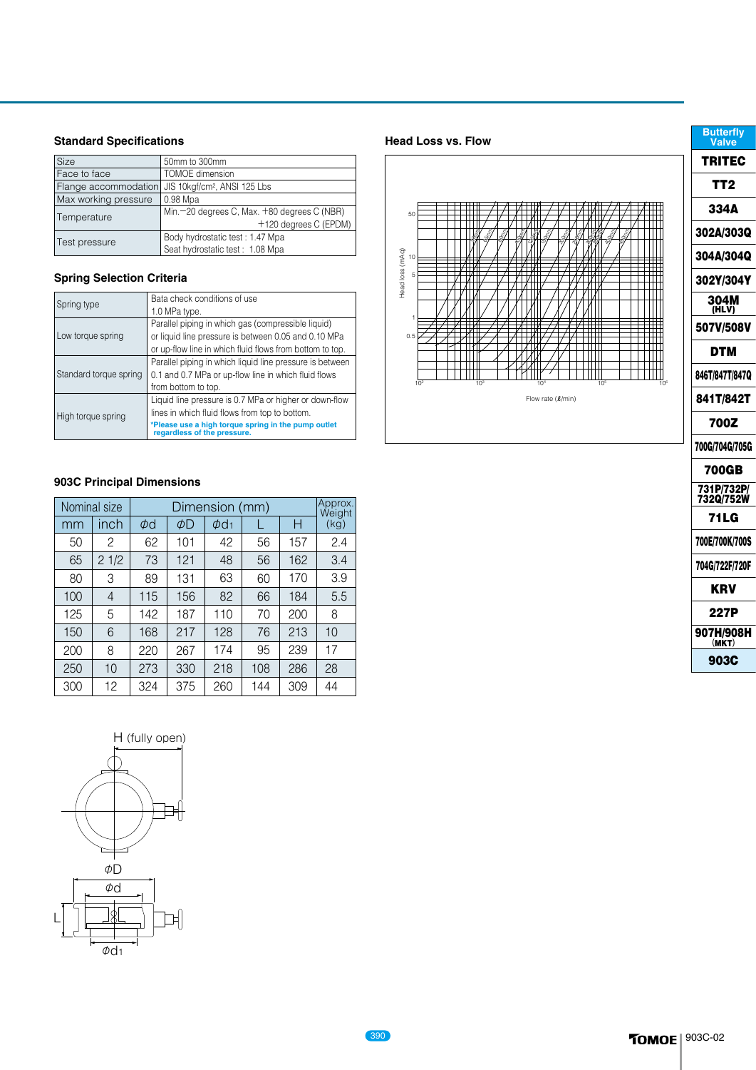## Standard Specifications

| | |
|---|---|
| Size | 50mm to 300mm |
| Face to face | TOMOE dimension |
| Flange accommodation | JIS 10kgf/cm², ANSI 125 Lbs |
| Max working pressure | 0.98 Mpa |
| Temperature | Min.−20 degrees C, Max. +80 degrees C (NBR) +120 degrees C (EPDM) |
| Test pressure | Body hydrostatic test : 1.47 Mpa<br>Seat hydrostatic test : 1.08 Mpa |

## Spring Selection Criteria

| | |
|---|---|
| Spring type | Bata check conditions of use<br>1.0 MPa type. |
| Low torque spring | Parallel piping in which gas (compressible liquid) or liquid line pressure is between 0.05 and 0.10 MPa or up-flow line in which fluid flows from bottom to top. |
| Standard torque spring | Parallel piping in which liquid line pressure is between 0.1 and 0.7 MPa or up-flow line in which fluid flows from bottom to top. |
| High torque spring | Liquid line pressure is 0.7 MPa or higher or down-flow lines in which fluid flows from top to bottom.<br>*Please use a high torque spring in the pump outlet regardless of the pressure. |

## Head Loss vs. Flow

Head loss (mAq)

50
10
5
1
0.5

$10^2$ $10^3$ $10^4$ $10^5$ $10^6$

Flow rate (ℓ/min)

## 903C Principal Dimensions

| Nominal size | | Dimension (mm) | | | | | Approx. Weight |
|---|---|---|---|---|---|---|---|
| mm | inch | φd | φD | φd1 | L | H | (kg) |
| 50 | 2 | 62 | 101 | 42 | 56 | 157 | 2.4 |
| 65 | 2 1/2 | 73 | 121 | 48 | 56 | 162 | 3.4 |
| 80 | 3 | 89 | 131 | 63 | 60 | 170 | 3.9 |
| 100 | 4 | 115 | 156 | 82 | 66 | 184 | 5.5 |
| 125 | 5 | 142 | 187 | 110 | 70 | 200 | 8 |
| 150 | 6 | 168 | 217 | 128 | 76 | 213 | 10 |
| 200 | 8 | 220 | 267 | 174 | 95 | 239 | 17 |
| 250 | 10 | 273 | 330 | 218 | 108 | 286 | 28 |
| 300 | 12 | 324 | 375 | 260 | 144 | 309 | 44 |

H (fully open)

φD

φd

L

φd1

903C-02